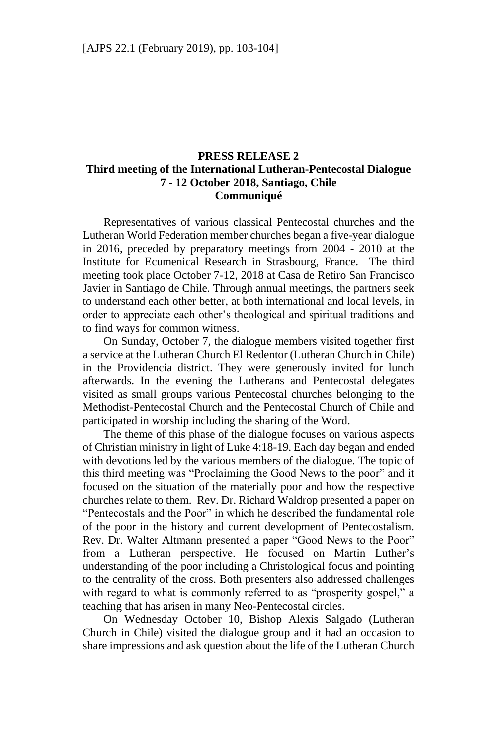**PRESS RELEASE 2**
**Third meeting of the International Lutheran-Pentecostal Dialogue**
**7 - 12 October 2018, Santiago, Chile**
**Communiqué**

Representatives of various classical Pentecostal churches and the Lutheran World Federation member churches began a five-year dialogue in 2016, preceded by preparatory meetings from 2004 - 2010 at the Institute for Ecumenical Research in Strasbourg, France. The third meeting took place October 7-12, 2018 at Casa de Retiro San Francisco Javier in Santiago de Chile. Through annual meetings, the partners seek to understand each other better, at both international and local levels, in order to appreciate each other's theological and spiritual traditions and to find ways for common witness.

On Sunday, October 7, the dialogue members visited together first a service at the Lutheran Church El Redentor (Lutheran Church in Chile) in the Providencia district. They were generously invited for lunch afterwards. In the evening the Lutherans and Pentecostal delegates visited as small groups various Pentecostal churches belonging to the Methodist-Pentecostal Church and the Pentecostal Church of Chile and participated in worship including the sharing of the Word.

The theme of this phase of the dialogue focuses on various aspects of Christian ministry in light of Luke 4:18-19. Each day began and ended with devotions led by the various members of the dialogue. The topic of this third meeting was "Proclaiming the Good News to the poor" and it focused on the situation of the materially poor and how the respective churches relate to them. Rev. Dr. Richard Waldrop presented a paper on "Pentecostals and the Poor" in which he described the fundamental role of the poor in the history and current development of Pentecostalism. Rev. Dr. Walter Altmann presented a paper "Good News to the Poor" from a Lutheran perspective. He focused on Martin Luther's understanding of the poor including a Christological focus and pointing to the centrality of the cross. Both presenters also addressed challenges with regard to what is commonly referred to as "prosperity gospel," a teaching that has arisen in many Neo-Pentecostal circles.

On Wednesday October 10, Bishop Alexis Salgado (Lutheran Church in Chile) visited the dialogue group and it had an occasion to share impressions and ask question about the life of the Lutheran Church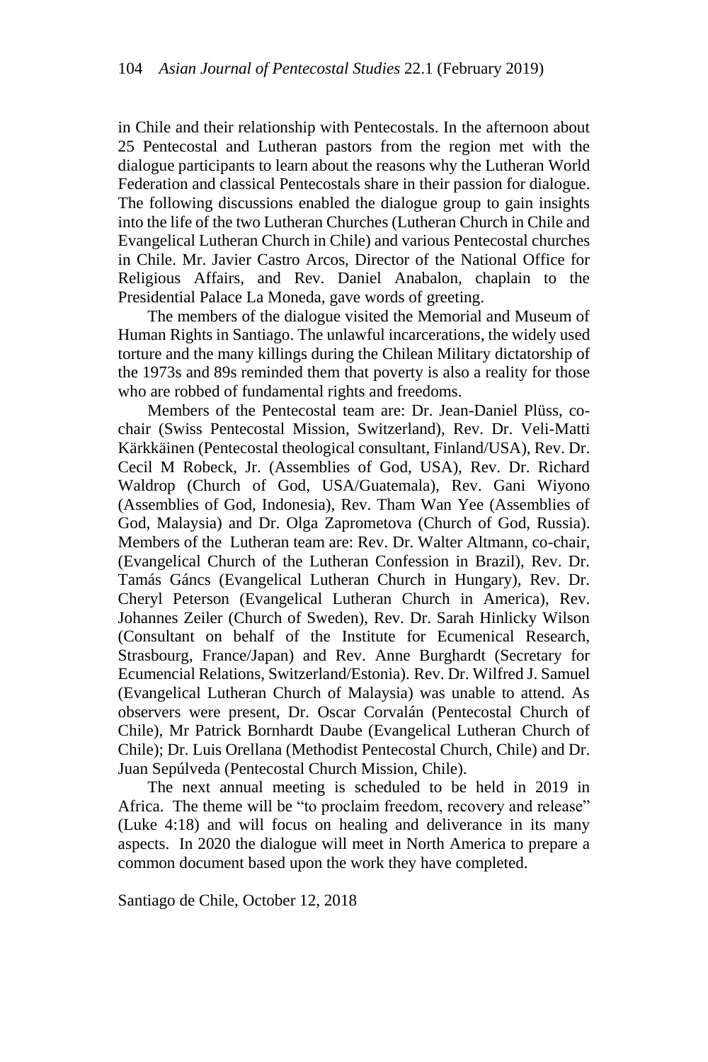in Chile and their relationship with Pentecostals. In the afternoon about 25 Pentecostal and Lutheran pastors from the region met with the dialogue participants to learn about the reasons why the Lutheran World Federation and classical Pentecostals share in their passion for dialogue. The following discussions enabled the dialogue group to gain insights into the life of the two Lutheran Churches (Lutheran Church in Chile and Evangelical Lutheran Church in Chile) and various Pentecostal churches in Chile. Mr. Javier Castro Arcos, Director of the National Office for Religious Affairs, and Rev. Daniel Anabalon, chaplain to the Presidential Palace La Moneda, gave words of greeting.

The members of the dialogue visited the Memorial and Museum of Human Rights in Santiago. The unlawful incarcerations, the widely used torture and the many killings during the Chilean Military dictatorship of the 1973s and 89s reminded them that poverty is also a reality for those who are robbed of fundamental rights and freedoms.

Members of the Pentecostal team are: Dr. Jean-Daniel Plüss, co-chair (Swiss Pentecostal Mission, Switzerland), Rev. Dr. Veli-Matti Kärkkäinen (Pentecostal theological consultant, Finland/USA), Rev. Dr. Cecil M Robeck, Jr. (Assemblies of God, USA), Rev. Dr. Richard Waldrop (Church of God, USA/Guatemala), Rev. Gani Wiyono (Assemblies of God, Indonesia), Rev. Tham Wan Yee (Assemblies of God, Malaysia) and Dr. Olga Zaprometova (Church of God, Russia). Members of the Lutheran team are: Rev. Dr. Walter Altmann, co-chair, (Evangelical Church of the Lutheran Confession in Brazil), Rev. Dr. Tamás Gáncs (Evangelical Lutheran Church in Hungary), Rev. Dr. Cheryl Peterson (Evangelical Lutheran Church in America), Rev. Johannes Zeiler (Church of Sweden), Rev. Dr. Sarah Hinlicky Wilson (Consultant on behalf of the Institute for Ecumenical Research, Strasbourg, France/Japan) and Rev. Anne Burghardt (Secretary for Ecumencial Relations, Switzerland/Estonia). Rev. Dr. Wilfred J. Samuel (Evangelical Lutheran Church of Malaysia) was unable to attend. As observers were present, Dr. Oscar Corvalán (Pentecostal Church of Chile), Mr Patrick Bornhardt Daube (Evangelical Lutheran Church of Chile); Dr. Luis Orellana (Methodist Pentecostal Church, Chile) and Dr. Juan Sepúlveda (Pentecostal Church Mission, Chile).

The next annual meeting is scheduled to be held in 2019 in Africa. The theme will be "to proclaim freedom, recovery and release" (Luke 4:18) and will focus on healing and deliverance in its many aspects. In 2020 the dialogue will meet in North America to prepare a common document based upon the work they have completed.

Santiago de Chile, October 12, 2018